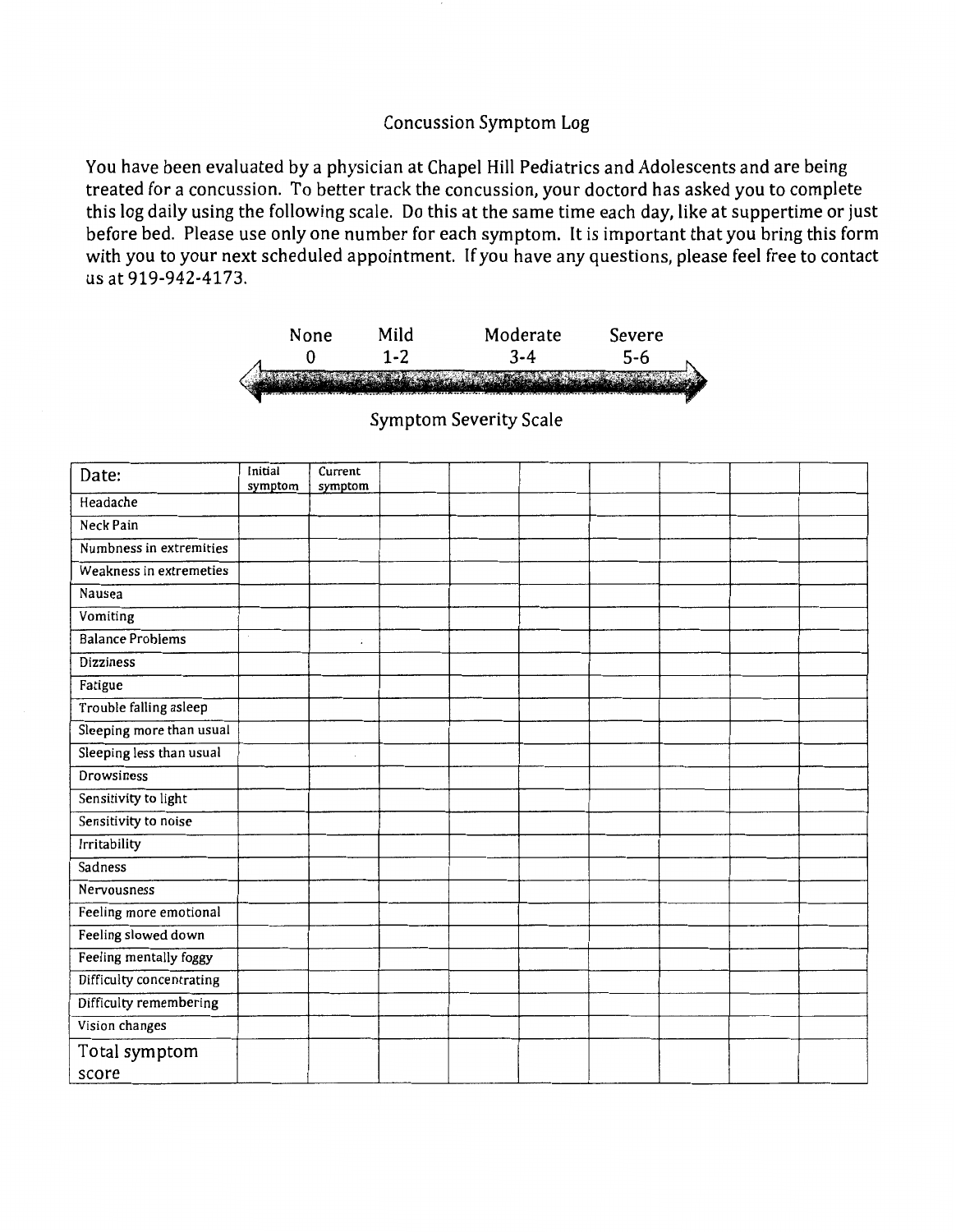# Concussion Symptom Log

You have been evaluated by a physician at Chapel Hill Pediatrics and Adolescents and are being treated for a concussion. To better track the concussion, your doctord has asked you to complete this log daily using the following scale. Do this at the same time each day, like at suppertime or just before bed. Please use only one number for each symptom. It is important that you bring this form with you to your next scheduled appointment. If you have any questions, please feel free to contact us at 919-942-4173.

| None | Mild | Moderate | Severe |
|---|---|---|---|
| 0 | 1-2 | 3-4 | 5-6 |

Symptom Severity Scale

| Date: | Initial symptom | Current symptom | | | | | | | |
|---|---|---|---|---|---|---|---|---|---|
| Headache | | | | | | | | | |
| Neck Pain | | | | | | | | | |
| Numbness in extremities | | | | | | | | | |
| Weakness in extremeties | | | | | | | | | |
| Nausea | | | | | | | | | |
| Vomiting | | | | | | | | | |
| Balance Problems | | | | | | | | | |
| Dizziness | | | | | | | | | |
| Fatigue | | | | | | | | | |
| Trouble falling asleep | | | | | | | | | |
| Sleeping more than usual | | | | | | | | | |
| Sleeping less than usual | | | | | | | | | |
| Drowsiness | | | | | | | | | |
| Sensitivity to light | | | | | | | | | |
| Sensitivity to noise | | | | | | | | | |
| Irritability | | | | | | | | | |
| Sadness | | | | | | | | | |
| Nervousness | | | | | | | | | |
| Feeling more emotional | | | | | | | | | |
| Feeling slowed down | | | | | | | | | |
| Feeling mentally foggy | | | | | | | | | |
| Difficulty concentrating | | | | | | | | | |
| Difficulty remembering | | | | | | | | | |
| Vision changes | | | | | | | | | |
| Total symptom score | | | | | | | | | |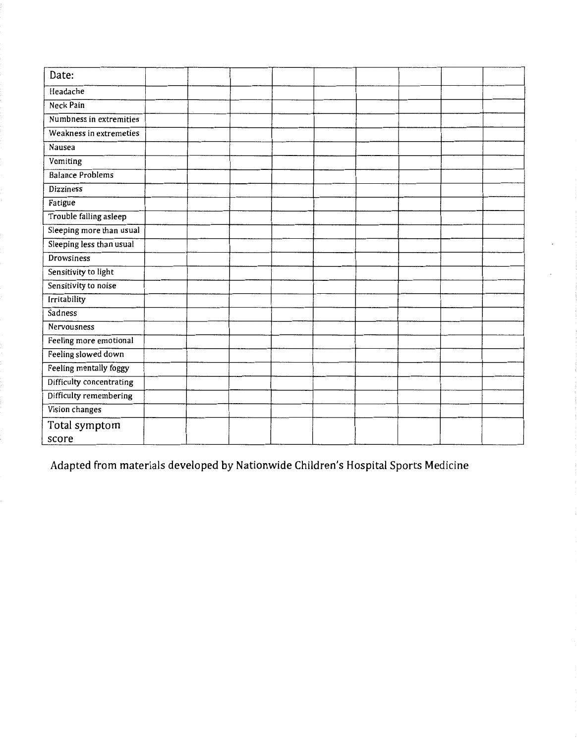| Date: | | | | | | | | | |
|---|---|---|---|---|---|---|---|---|---|
| Headache | | | | | | | | | |
| Neck Pain | | | | | | | | | |
| Numbness in extremities | | | | | | | | | |
| Weakness in extremeties | | | | | | | | | |
| Nausea | | | | | | | | | |
| Vomiting | | | | | | | | | |
| Balance Problems | | | | | | | | | |
| Dizziness | | | | | | | | | |
| Fatigue | | | | | | | | | |
| Trouble falling asleep | | | | | | | | | |
| Sleeping more than usual | | | | | | | | | |
| Sleeping less than usual | | | | | | | | | |
| Drowsiness | | | | | | | | | |
| Sensitivity to light | | | | | | | | | |
| Sensitivity to noise | | | | | | | | | |
| Irritability | | | | | | | | | |
| Sadness | | | | | | | | | |
| Nervousness | | | | | | | | | |
| Feeling more emotional | | | | | | | | | |
| Feeling slowed down | | | | | | | | | |
| Feeling mentally foggy | | | | | | | | | |
| Difficulty concentrating | | | | | | | | | |
| Difficulty remembering | | | | | | | | | |
| Vision changes | | | | | | | | | |
| Total symptom score | | | | | | | | | |

Adapted from materials developed by Nationwide Children's Hospital Sports Medicine